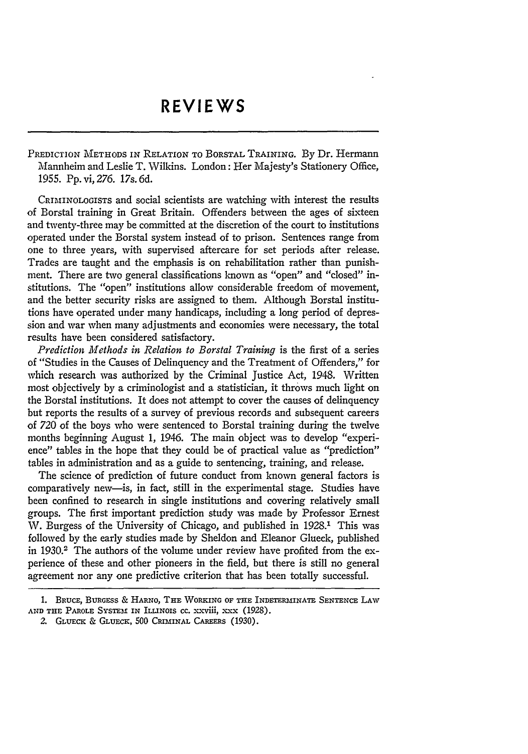# REVIEWS

PREDICTION METHODS IN RELATION TO BORSTAL TRAINING. By Dr. Hermann Mannheim and Leslie T. Wilkins. London: Her Majesty's Stationery Office, 1955. Pp. vi, 276. 17s. 6d.

CRIMINOLOGISTS and social scientists are watching with interest the results of Borstal training in Great Britain. Offenders between the ages of sixteen and twenty-three may be committed at the discretion of the court to institutions operated under the Borstal system instead of to prison. Sentences range from one to three years, with supervised aftercare for set periods after release. Trades are taught and the emphasis is on rehabilitation rather than punishment. There are two general classifications known as "open" and "closed" institutions. The "open" institutions allow considerable freedom of movement, and the better security risks are assigned to them. Although Borstal institutions have operated under many handicaps, including a long period of depression and war when many adjustments and economies were necessary, the total results have been considered satisfactory.

*Prediction Methods in Relation to Borstal Training* is the first of a series of "Studies in the Causes of Delinquency and the Treatment of Offenders," for which research was authorized by the Criminal Justice Act, 1948. Written most objectively by a criminologist and a statistician, it throws much light on the Borstal institutions. It does not attempt to cover the causes of delinquency but reports the results of a survey of previous records and subsequent careers of 720 of the boys who were sentenced to Borstal training during the twelve months beginning August 1, 1946. The main object was to develop "experience" tables in the hope that they could be of practical value as "prediction" tables in administration and as a guide to sentencing, training, and release.

The science of prediction of future conduct from known general factors is comparatively new—is, in fact, still in the experimental stage. Studies have been confined to research in single institutions and covering relatively small groups. The first important prediction study was made by Professor Ernest W. Burgess of the University of Chicago, and published in 1928.[1] This was followed by the early studies made by Sheldon and Eleanor Glueck, published in 1930.[2] The authors of the volume under review have profited from the experience of these and other pioneers in the field, but there is still no general agreement nor any one predictive criterion that has been totally successful.

1. BRUCE, BURGESS & HARNO, THE WORKING OF THE INDETERMINATE SENTENCE LAW AND THE PAROLE SYSTEM IN ILLINOIS cc. xxviii, xxx (1928).

2. GLUECK & GLUECK, 500 CRIMINAL CAREERS (1930).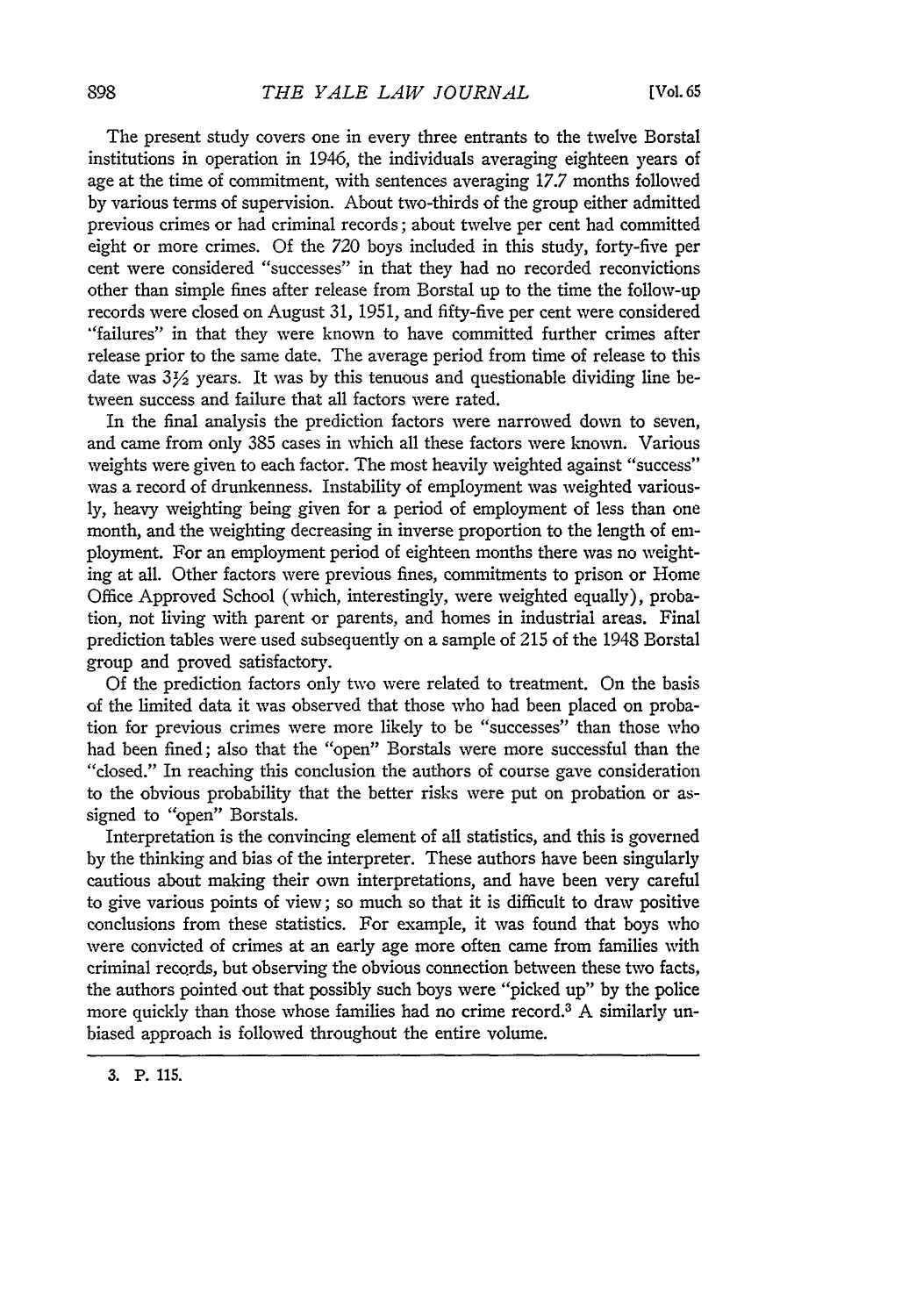The present study covers one in every three entrants to the twelve Borstal institutions in operation in 1946, the individuals averaging eighteen years of age at the time of commitment, with sentences averaging 17.7 months followed by various terms of supervision. About two-thirds of the group either admitted previous crimes or had criminal records; about twelve per cent had committed eight or more crimes. Of the 720 boys included in this study, forty-five per cent were considered "successes" in that they had no recorded reconvictions other than simple fines after release from Borstal up to the time the follow-up records were closed on August 31, 1951, and fifty-five per cent were considered "failures" in that they were known to have committed further crimes after release prior to the same date. The average period from time of release to this date was 3½ years. It was by this tenuous and questionable dividing line between success and failure that all factors were rated.

In the final analysis the prediction factors were narrowed down to seven, and came from only 385 cases in which all these factors were known. Various weights were given to each factor. The most heavily weighted against "success" was a record of drunkenness. Instability of employment was weighted variously, heavy weighting being given for a period of employment of less than one month, and the weighting decreasing in inverse proportion to the length of employment. For an employment period of eighteen months there was no weighting at all. Other factors were previous fines, commitments to prison or Home Office Approved School (which, interestingly, were weighted equally), probation, not living with parent or parents, and homes in industrial areas. Final prediction tables were used subsequently on a sample of 215 of the 1948 Borstal group and proved satisfactory.

Of the prediction factors only two were related to treatment. On the basis of the limited data it was observed that those who had been placed on probation for previous crimes were more likely to be "successes" than those who had been fined; also that the "open" Borstals were more successful than the "closed." In reaching this conclusion the authors of course gave consideration to the obvious probability that the better risks were put on probation or assigned to "open" Borstals.

Interpretation is the convincing element of all statistics, and this is governed by the thinking and bias of the interpreter. These authors have been singularly cautious about making their own interpretations, and have been very careful to give various points of view; so much so that it is difficult to draw positive conclusions from these statistics. For example, it was found that boys who were convicted of crimes at an early age more often came from families with criminal records, but observing the obvious connection between these two facts, the authors pointed out that possibly such boys were "picked up" by the police more quickly than those whose families had no crime record.[3] A similarly unbiased approach is followed throughout the entire volume.

3. P. 115.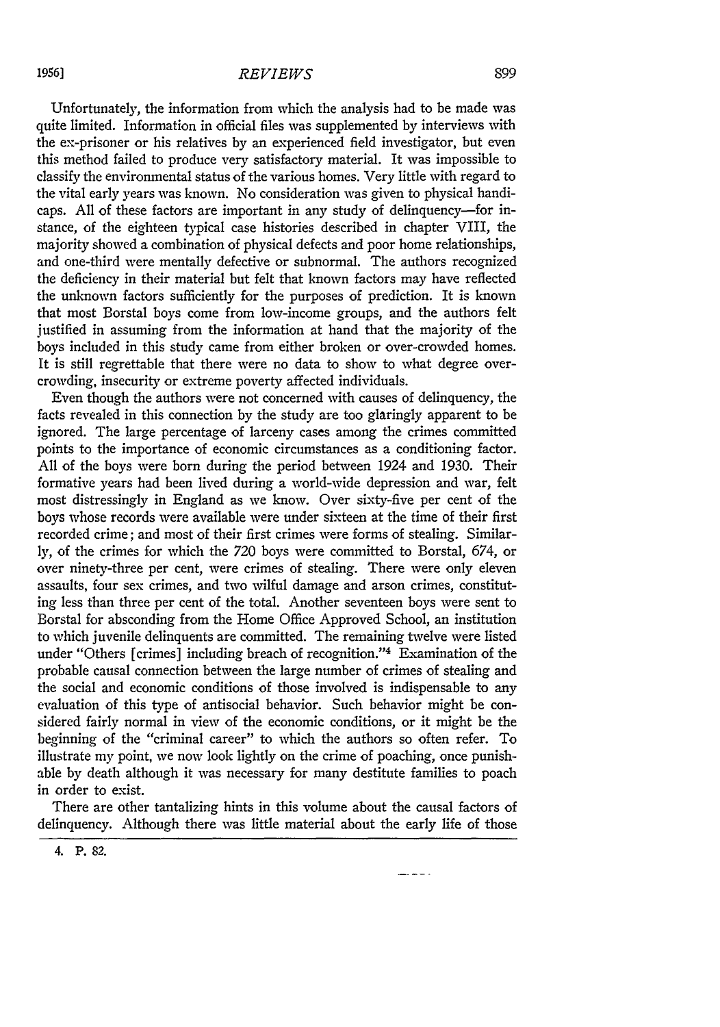Unfortunately, the information from which the analysis had to be made was quite limited. Information in official files was supplemented by interviews with the ex-prisoner or his relatives by an experienced field investigator, but even this method failed to produce very satisfactory material. It was impossible to classify the environmental status of the various homes. Very little with regard to the vital early years was known. No consideration was given to physical handicaps. All of these factors are important in any study of delinquency—for instance, of the eighteen typical case histories described in chapter VIII, the majority showed a combination of physical defects and poor home relationships, and one-third were mentally defective or subnormal. The authors recognized the deficiency in their material but felt that known factors may have reflected the unknown factors sufficiently for the purposes of prediction. It is known that most Borstal boys come from low-income groups, and the authors felt justified in assuming from the information at hand that the majority of the boys included in this study came from either broken or over-crowded homes. It is still regrettable that there were no data to show to what degree overcrowding, insecurity or extreme poverty affected individuals.

Even though the authors were not concerned with causes of delinquency, the facts revealed in this connection by the study are too glaringly apparent to be ignored. The large percentage of larceny cases among the crimes committed points to the importance of economic circumstances as a conditioning factor. All of the boys were born during the period between 1924 and 1930. Their formative years had been lived during a world-wide depression and war, felt most distressingly in England as we know. Over sixty-five per cent of the boys whose records were available were under sixteen at the time of their first recorded crime; and most of their first crimes were forms of stealing. Similarly, of the crimes for which the 720 boys were committed to Borstal, 674, or over ninety-three per cent, were crimes of stealing. There were only eleven assaults, four sex crimes, and two wilful damage and arson crimes, constituting less than three per cent of the total. Another seventeen boys were sent to Borstal for absconding from the Home Office Approved School, an institution to which juvenile delinquents are committed. The remaining twelve were listed under "Others [crimes] including breach of recognition."[4] Examination of the probable causal connection between the large number of crimes of stealing and the social and economic conditions of those involved is indispensable to any evaluation of this type of antisocial behavior. Such behavior might be considered fairly normal in view of the economic conditions, or it might be the beginning of the "criminal career" to which the authors so often refer. To illustrate my point, we now look lightly on the crime of poaching, once punishable by death although it was necessary for many destitute families to poach in order to exist.

There are other tantalizing hints in this volume about the causal factors of delinquency. Although there was little material about the early life of those

4. P. 82.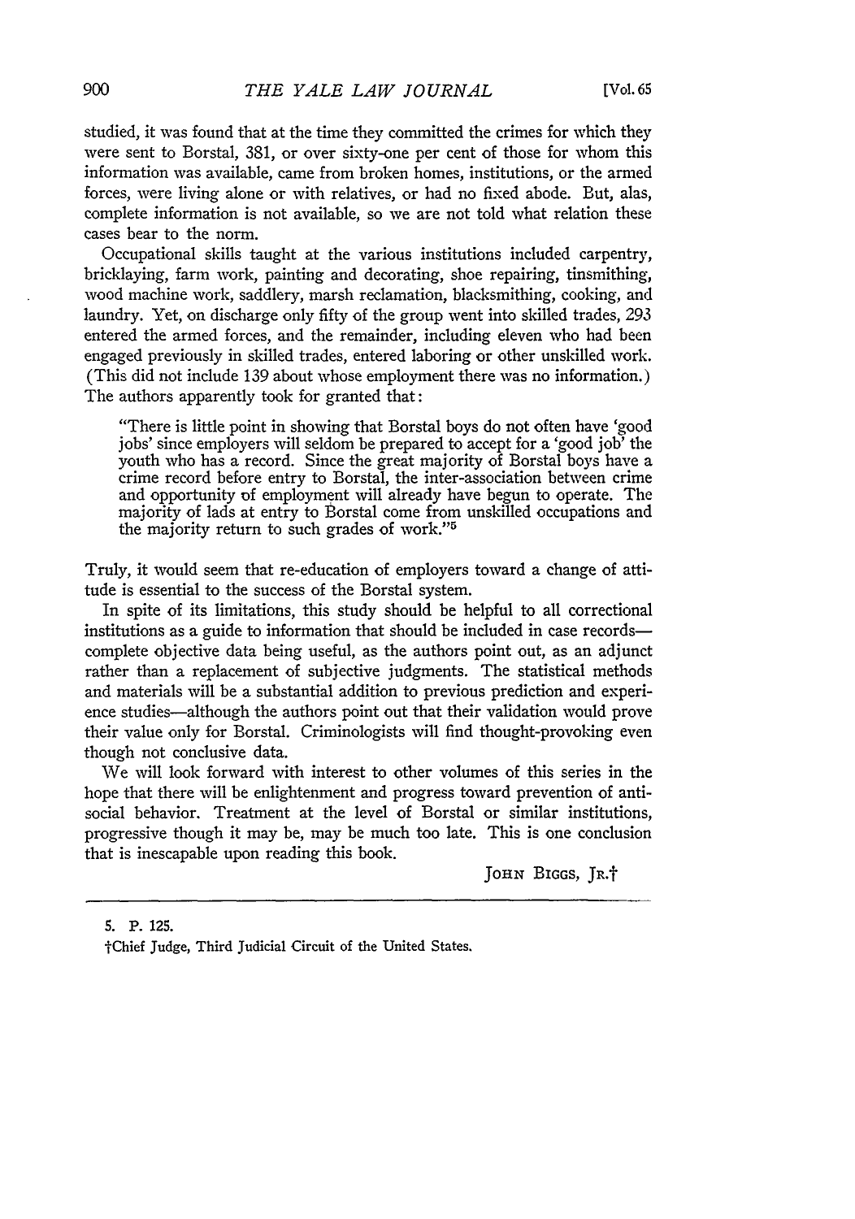studied, it was found that at the time they committed the crimes for which they were sent to Borstal, 381, or over sixty-one per cent of those for whom this information was available, came from broken homes, institutions, or the armed forces, were living alone or with relatives, or had no fixed abode. But, alas, complete information is not available, so we are not told what relation these cases bear to the norm.

Occupational skills taught at the various institutions included carpentry, bricklaying, farm work, painting and decorating, shoe repairing, tinsmithing, wood machine work, saddlery, marsh reclamation, blacksmithing, cooking, and laundry. Yet, on discharge only fifty of the group went into skilled trades, 293 entered the armed forces, and the remainder, including eleven who had been engaged previously in skilled trades, entered laboring or other unskilled work. (This did not include 139 about whose employment there was no information.) The authors apparently took for granted that:

> "There is little point in showing that Borstal boys do not often have 'good jobs' since employers will seldom be prepared to accept for a 'good job' the youth who has a record. Since the great majority of Borstal boys have a crime record before entry to Borstal, the inter-association between crime and opportunity of employment will already have begun to operate. The majority of lads at entry to Borstal come from unskilled occupations and the majority return to such grades of work."[5]

Truly, it would seem that re-education of employers toward a change of attitude is essential to the success of the Borstal system.

In spite of its limitations, this study should be helpful to all correctional institutions as a guide to information that should be included in case records—complete objective data being useful, as the authors point out, as an adjunct rather than a replacement of subjective judgments. The statistical methods and materials will be a substantial addition to previous prediction and experience studies—although the authors point out that their validation would prove their value only for Borstal. Criminologists will find thought-provoking even though not conclusive data.

We will look forward with interest to other volumes of this series in the hope that there will be enlightenment and progress toward prevention of anti-social behavior. Treatment at the level of Borstal or similar institutions, progressive though it may be, may be much too late. This is one conclusion that is inescapable upon reading this book.

JOHN BIGGS, JR.†

---

5. P. 125.

†Chief Judge, Third Judicial Circuit of the United States.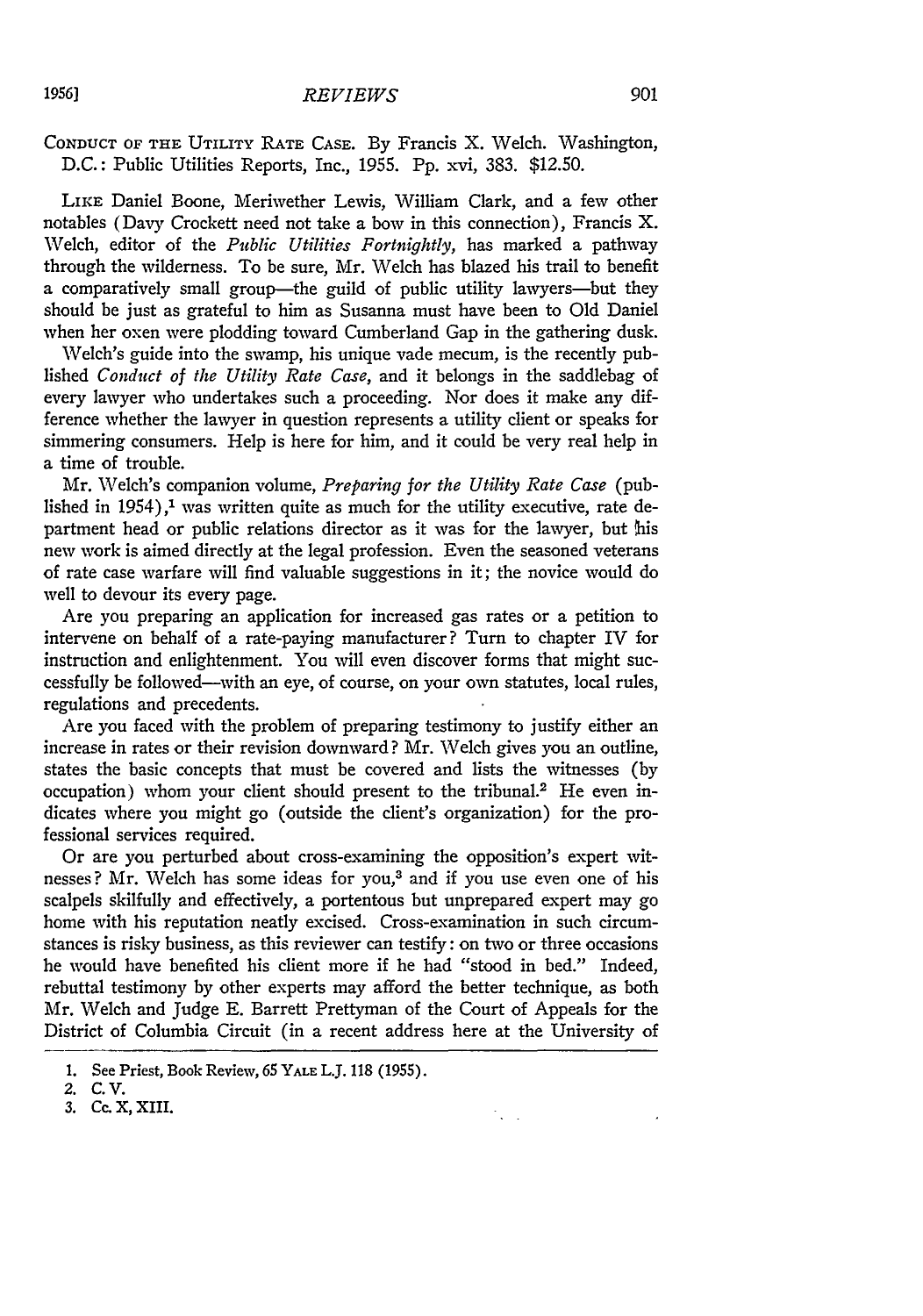CONDUCT OF THE UTILITY RATE CASE. By Francis X. Welch. Washington, D.C.: Public Utilities Reports, Inc., 1955. Pp. xvi, 383. $12.50.

LIKE Daniel Boone, Meriwether Lewis, William Clark, and a few other notables (Davy Crockett need not take a bow in this connection), Francis X. Welch, editor of the *Public Utilities Fortnightly*, has marked a pathway through the wilderness. To be sure, Mr. Welch has blazed his trail to benefit a comparatively small group—the guild of public utility lawyers—but they should be just as grateful to him as Susanna must have been to Old Daniel when her oxen were plodding toward Cumberland Gap in the gathering dusk.

Welch's guide into the swamp, his unique vade mecum, is the recently published *Conduct of the Utility Rate Case*, and it belongs in the saddlebag of every lawyer who undertakes such a proceeding. Nor does it make any difference whether the lawyer in question represents a utility client or speaks for simmering consumers. Help is here for him, and it could be very real help in a time of trouble.

Mr. Welch's companion volume, *Preparing for the Utility Rate Case* (published in 1954),[1] was written quite as much for the utility executive, rate department head or public relations director as it was for the lawyer, but his new work is aimed directly at the legal profession. Even the seasoned veterans of rate case warfare will find valuable suggestions in it; the novice would do well to devour its every page.

Are you preparing an application for increased gas rates or a petition to intervene on behalf of a rate-paying manufacturer? Turn to chapter IV for instruction and enlightenment. You will even discover forms that might successfully be followed—with an eye, of course, on your own statutes, local rules, regulations and precedents.

Are you faced with the problem of preparing testimony to justify either an increase in rates or their revision downward? Mr. Welch gives you an outline, states the basic concepts that must be covered and lists the witnesses (by occupation) whom your client should present to the tribunal.[2] He even indicates where you might go (outside the client's organization) for the professional services required.

Or are you perturbed about cross-examining the opposition's expert witnesses? Mr. Welch has some ideas for you,[3] and if you use even one of his scalpels skilfully and effectively, a portentous but unprepared expert may go home with his reputation neatly excised. Cross-examination in such circumstances is risky business, as this reviewer can testify: on two or three occasions he would have benefited his client more if he had "stood in bed." Indeed, rebuttal testimony by other experts may afford the better technique, as both Mr. Welch and Judge E. Barrett Prettyman of the Court of Appeals for the District of Columbia Circuit (in a recent address here at the University of

1. See Priest, Book Review, 65 YALE L.J. 118 (1955).
2. C. V.
3. Cc. X, XIII.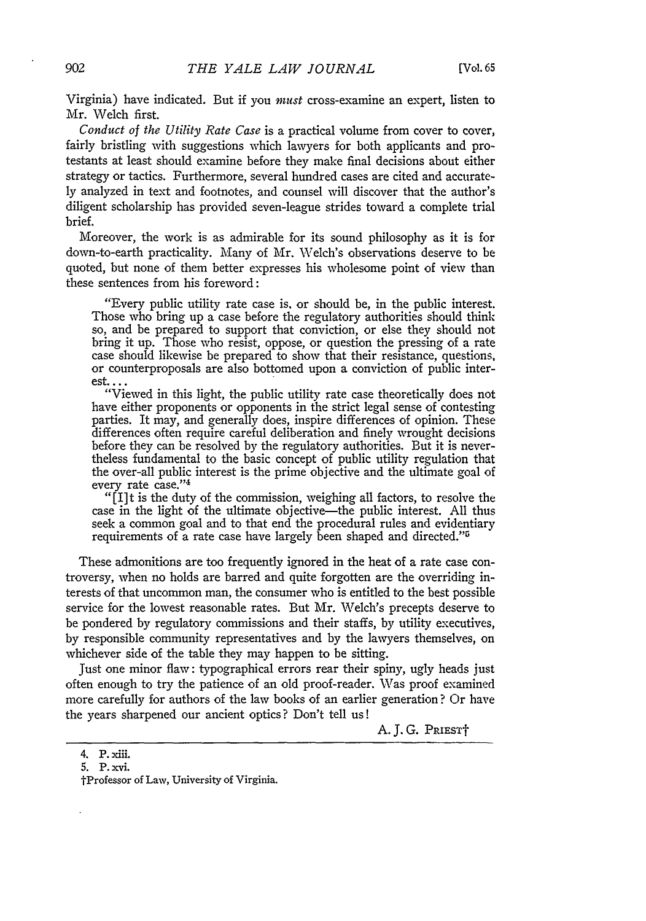Virginia) have indicated. But if you *must* cross-examine an expert, listen to Mr. Welch first.

*Conduct of the Utility Rate Case* is a practical volume from cover to cover, fairly bristling with suggestions which lawyers for both applicants and protestants at least should examine before they make final decisions about either strategy or tactics. Furthermore, several hundred cases are cited and accurately analyzed in text and footnotes, and counsel will discover that the author's diligent scholarship has provided seven-league strides toward a complete trial brief.

Moreover, the work is as admirable for its sound philosophy as it is for down-to-earth practicality. Many of Mr. Welch's observations deserve to be quoted, but none of them better expresses his wholesome point of view than these sentences from his foreword:

> "Every public utility rate case is, or should be, in the public interest. Those who bring up a case before the regulatory authorities should think so, and be prepared to support that conviction, or else they should not bring it up. Those who resist, oppose, or question the pressing of a rate case should likewise be prepared to show that their resistance, questions, or counterproposals are also bottomed upon a conviction of public interest....
>
> "Viewed in this light, the public utility rate case theoretically does not have either proponents or opponents in the strict legal sense of contesting parties. It may, and generally does, inspire differences of opinion. These differences often require careful deliberation and finely wrought decisions before they can be resolved by the regulatory authorities. But it is nevertheless fundamental to the basic concept of public utility regulation that the over-all public interest is the prime objective and the ultimate goal of every rate case."[4]
>
> "[I]t is the duty of the commission, weighing all factors, to resolve the case in the light of the ultimate objective—the public interest. All thus seek a common goal and to that end the procedural rules and evidentiary requirements of a rate case have largely been shaped and directed."[5]

These admonitions are too frequently ignored in the heat of a rate case controversy, when no holds are barred and quite forgotten are the overriding interests of that uncommon man, the consumer who is entitled to the best possible service for the lowest reasonable rates. But Mr. Welch's precepts deserve to be pondered by regulatory commissions and their staffs, by utility executives, by responsible community representatives and by the lawyers themselves, on whichever side of the table they may happen to be sitting.

Just one minor flaw: typographical errors rear their spiny, ugly heads just often enough to try the patience of an old proof-reader. Was proof examined more carefully for authors of the law books of an earlier generation? Or have the years sharpened our ancient optics? Don't tell us!

A. J. G. PRIEST†

---

4. P. xiii.
5. P. xvi.

†Professor of Law, University of Virginia.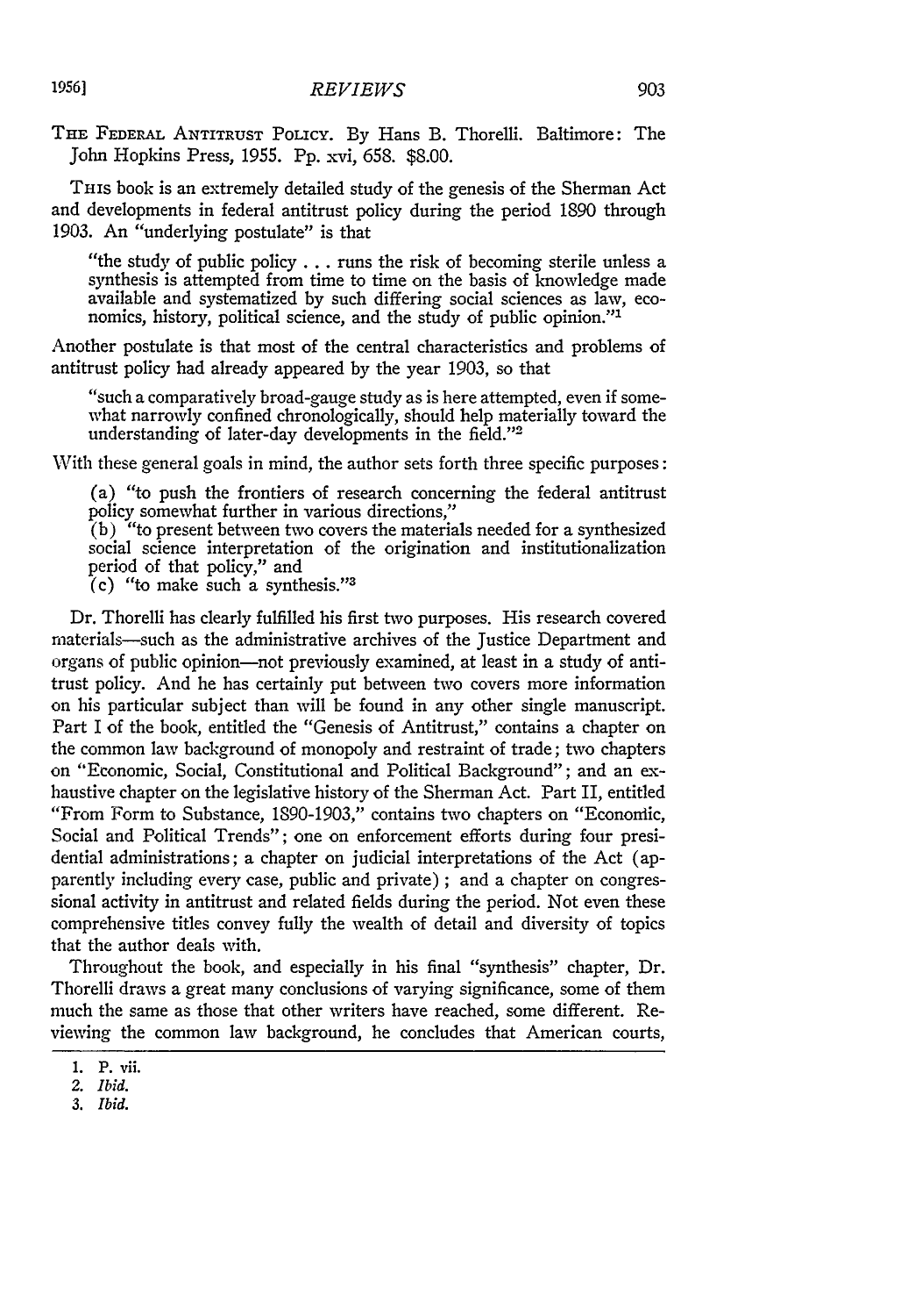THE FEDERAL ANTITRUST POLICY. By Hans B. Thorelli. Baltimore: The John Hopkins Press, 1955. Pp. xvi, 658. $8.00.

THIS book is an extremely detailed study of the genesis of the Sherman Act and developments in federal antitrust policy during the period 1890 through 1903. An "underlying postulate" is that

> "the study of public policy . . . runs the risk of becoming sterile unless a synthesis is attempted from time to time on the basis of knowledge made available and systematized by such differing social sciences as law, economics, history, political science, and the study of public opinion."[1]

Another postulate is that most of the central characteristics and problems of antitrust policy had already appeared by the year 1903, so that

> "such a comparatively broad-gauge study as is here attempted, even if somewhat narrowly confined chronologically, should help materially toward the understanding of later-day developments in the field."[2]

With these general goals in mind, the author sets forth three specific purposes:

> (a) "to push the frontiers of research concerning the federal antitrust policy somewhat further in various directions,"
> (b) "to present between two covers the materials needed for a synthesized social science interpretation of the origination and institutionalization period of that policy," and
> (c) "to make such a synthesis."[3]

Dr. Thorelli has clearly fulfilled his first two purposes. His research covered materials—such as the administrative archives of the Justice Department and organs of public opinion—not previously examined, at least in a study of antitrust policy. And he has certainly put between two covers more information on his particular subject than will be found in any other single manuscript. Part I of the book, entitled the "Genesis of Antitrust," contains a chapter on the common law background of monopoly and restraint of trade; two chapters on "Economic, Social, Constitutional and Political Background"; and an exhaustive chapter on the legislative history of the Sherman Act. Part II, entitled "From Form to Substance, 1890-1903," contains two chapters on "Economic, Social and Political Trends"; one on enforcement efforts during four presidential administrations; a chapter on judicial interpretations of the Act (apparently including every case, public and private); and a chapter on congressional activity in antitrust and related fields during the period. Not even these comprehensive titles convey fully the wealth of detail and diversity of topics that the author deals with.

Throughout the book, and especially in his final "synthesis" chapter, Dr. Thorelli draws a great many conclusions of varying significance, some of them much the same as those that other writers have reached, some different. Reviewing the common law background, he concludes that American courts,

1. P. vii.
2. *Ibid.*
3. *Ibid.*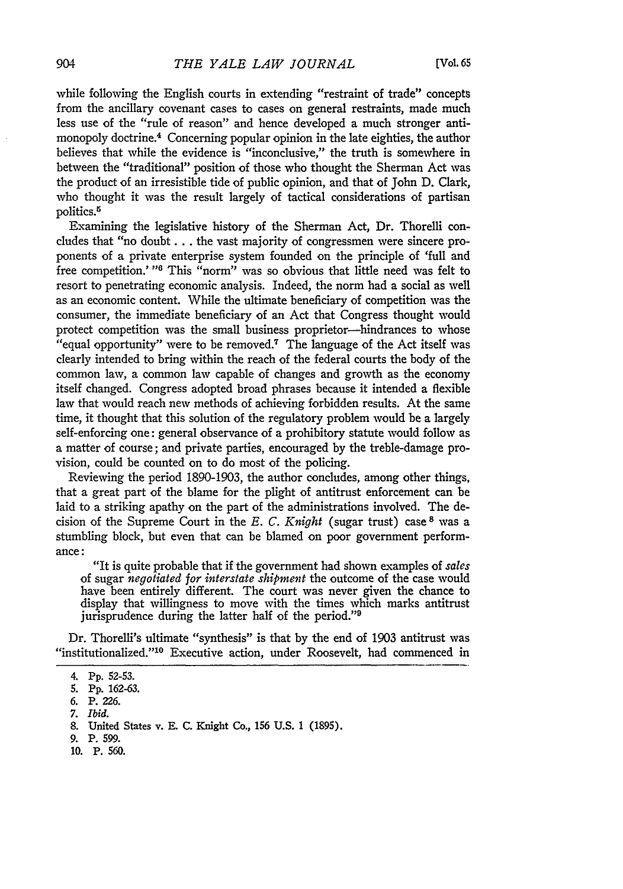while following the English courts in extending "restraint of trade" concepts from the ancillary covenant cases to cases on general restraints, made much less use of the "rule of reason" and hence developed a much stronger antimonopoly doctrine.[4] Concerning popular opinion in the late eighties, the author believes that while the evidence is "inconclusive," the truth is somewhere in between the "traditional" position of those who thought the Sherman Act was the product of an irresistible tide of public opinion, and that of John D. Clark, who thought it was the result largely of tactical considerations of partisan politics.[5]

Examining the legislative history of the Sherman Act, Dr. Thorelli concludes that "no doubt . . . the vast majority of congressmen were sincere proponents of a private enterprise system founded on the principle of 'full and free competition.' "[6] This "norm" was so obvious that little need was felt to resort to penetrating economic analysis. Indeed, the norm had a social as well as an economic content. While the ultimate beneficiary of competition was the consumer, the immediate beneficiary of an Act that Congress thought would protect competition was the small business proprietor—hindrances to whose "equal opportunity" were to be removed.[7] The language of the Act itself was clearly intended to bring within the reach of the federal courts the body of the common law, a common law capable of changes and growth as the economy itself changed. Congress adopted broad phrases because it intended a flexible law that would reach new methods of achieving forbidden results. At the same time, it thought that this solution of the regulatory problem would be a largely self-enforcing one: general observance of a prohibitory statute would follow as a matter of course; and private parties, encouraged by the treble-damage provision, could be counted on to do most of the policing.

Reviewing the period 1890-1903, the author concludes, among other things, that a great part of the blame for the plight of antitrust enforcement can be laid to a striking apathy on the part of the administrations involved. The decision of the Supreme Court in the *E. C. Knight* (sugar trust) case[8] was a stumbling block, but even that can be blamed on poor government performance:

> "It is quite probable that if the government had shown examples of *sales* of sugar *negotiated for interstate shipment* the outcome of the case would have been entirely different. The court was never given the chance to display that willingness to move with the times which marks antitrust jurisprudence during the latter half of the period."[9]

Dr. Thorelli's ultimate "synthesis" is that by the end of 1903 antitrust was "institutionalized."[10] Executive action, under Roosevelt, had commenced in

---

4. Pp. 52-53.
5. Pp. 162-63.
6. P. 226.
7. *Ibid.*
8. United States v. E. C. Knight Co., 156 U.S. 1 (1895).
9. P. 599.
10. P. 560.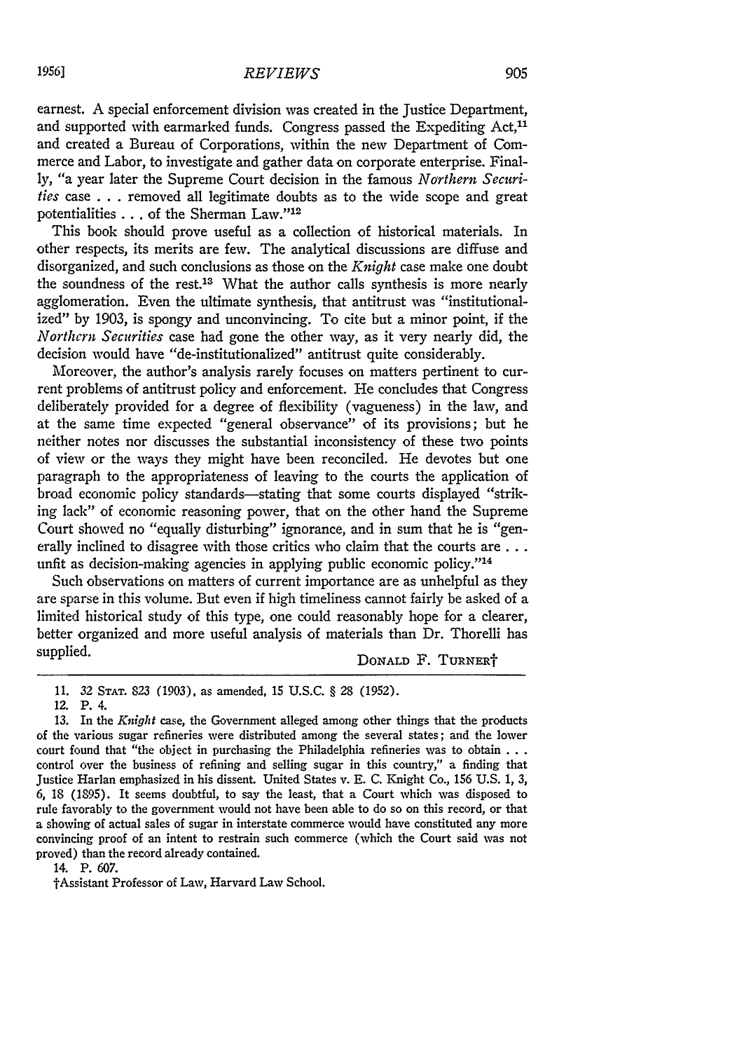earnest. A special enforcement division was created in the Justice Department, and supported with earmarked funds. Congress passed the Expediting Act,[11] and created a Bureau of Corporations, within the new Department of Commerce and Labor, to investigate and gather data on corporate enterprise. Finally, "a year later the Supreme Court decision in the famous *Northern Securities* case . . . removed all legitimate doubts as to the wide scope and great potentialities . . . of the Sherman Law."[12]

This book should prove useful as a collection of historical materials. In other respects, its merits are few. The analytical discussions are diffuse and disorganized, and such conclusions as those on the *Knight* case make one doubt the soundness of the rest.[13] What the author calls synthesis is more nearly agglomeration. Even the ultimate synthesis, that antitrust was "institutionalized" by 1903, is spongy and unconvincing. To cite but a minor point, if the *Northern Securities* case had gone the other way, as it very nearly did, the decision would have "de-institutionalized" antitrust quite considerably.

Moreover, the author's analysis rarely focuses on matters pertinent to current problems of antitrust policy and enforcement. He concludes that Congress deliberately provided for a degree of flexibility (vagueness) in the law, and at the same time expected "general observance" of its provisions; but he neither notes nor discusses the substantial inconsistency of these two points of view or the ways they might have been reconciled. He devotes but one paragraph to the appropriateness of leaving to the courts the application of broad economic policy standards—stating that some courts displayed "striking lack" of economic reasoning power, that on the other hand the Supreme Court showed no "equally disturbing" ignorance, and in sum that he is "generally inclined to disagree with those critics who claim that the courts are . . . unfit as decision-making agencies in applying public economic policy."[14]

Such observations on matters of current importance are as unhelpful as they are sparse in this volume. But even if high timeliness cannot fairly be asked of a limited historical study of this type, one could reasonably hope for a clearer, better organized and more useful analysis of materials than Dr. Thorelli has supplied.

DONALD F. TURNER†

---

11. 32 STAT. 823 (1903), as amended, 15 U.S.C. § 28 (1952).

12. P. 4.

13. In the *Knight* case, the Government alleged among other things that the products of the various sugar refineries were distributed among the several states; and the lower court found that "the object in purchasing the Philadelphia refineries was to obtain . . . control over the business of refining and selling sugar in this country," a finding that Justice Harlan emphasized in his dissent. United States v. E. C. Knight Co., 156 U.S. 1, 3, 6, 18 (1895). It seems doubtful, to say the least, that a Court which was disposed to rule favorably to the government would not have been able to do so on this record, or that a showing of actual sales of sugar in interstate commerce would have constituted any more convincing proof of an intent to restrain such commerce (which the Court said was not proved) than the record already contained.

14. P. 607.

†Assistant Professor of Law, Harvard Law School.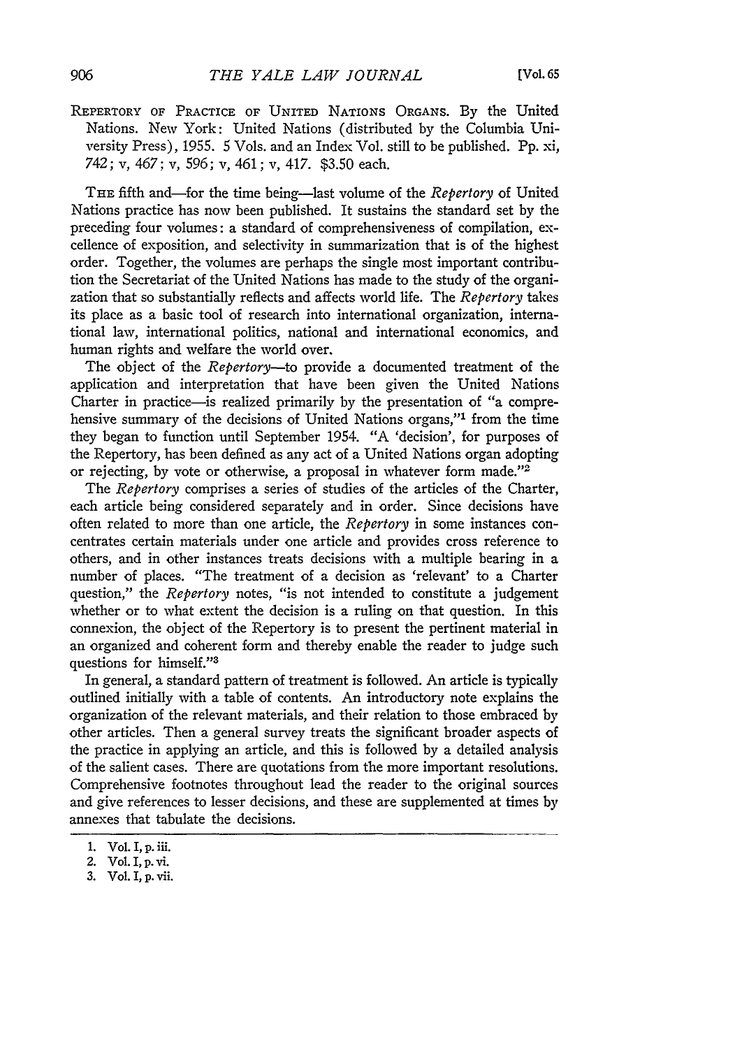REPERTORY OF PRACTICE OF UNITED NATIONS ORGANS. By the United Nations. New York: United Nations (distributed by the Columbia University Press), 1955. 5 Vols. and an Index Vol. still to be published. Pp. xi, 742; v, 467; v, 596; v, 461; v, 417. $3.50 each.

THE fifth and—for the time being—last volume of the *Repertory* of United Nations practice has now been published. It sustains the standard set by the preceding four volumes: a standard of comprehensiveness of compilation, excellence of exposition, and selectivity in summarization that is of the highest order. Together, the volumes are perhaps the single most important contribution the Secretariat of the United Nations has made to the study of the organization that so substantially reflects and affects world life. The *Repertory* takes its place as a basic tool of research into international organization, international law, international politics, national and international economics, and human rights and welfare the world over.

The object of the *Repertory*—to provide a documented treatment of the application and interpretation that have been given the United Nations Charter in practice—is realized primarily by the presentation of "a comprehensive summary of the decisions of United Nations organs,"[1] from the time they began to function until September 1954. "A 'decision', for purposes of the Repertory, has been defined as any act of a United Nations organ adopting or rejecting, by vote or otherwise, a proposal in whatever form made."[2]

The *Repertory* comprises a series of studies of the articles of the Charter, each article being considered separately and in order. Since decisions have often related to more than one article, the *Repertory* in some instances concentrates certain materials under one article and provides cross reference to others, and in other instances treats decisions with a multiple bearing in a number of places. "The treatment of a decision as 'relevant' to a Charter question," the *Repertory* notes, "is not intended to constitute a judgement whether or to what extent the decision is a ruling on that question. In this connexion, the object of the Repertory is to present the pertinent material in an organized and coherent form and thereby enable the reader to judge such questions for himself."[3]

In general, a standard pattern of treatment is followed. An article is typically outlined initially with a table of contents. An introductory note explains the organization of the relevant materials, and their relation to those embraced by other articles. Then a general survey treats the significant broader aspects of the practice in applying an article, and this is followed by a detailed analysis of the salient cases. There are quotations from the more important resolutions. Comprehensive footnotes throughout lead the reader to the original sources and give references to lesser decisions, and these are supplemented at times by annexes that tabulate the decisions.

1. Vol. I, p. iii.
2. Vol. I, p. vi.
3. Vol. I, p. vii.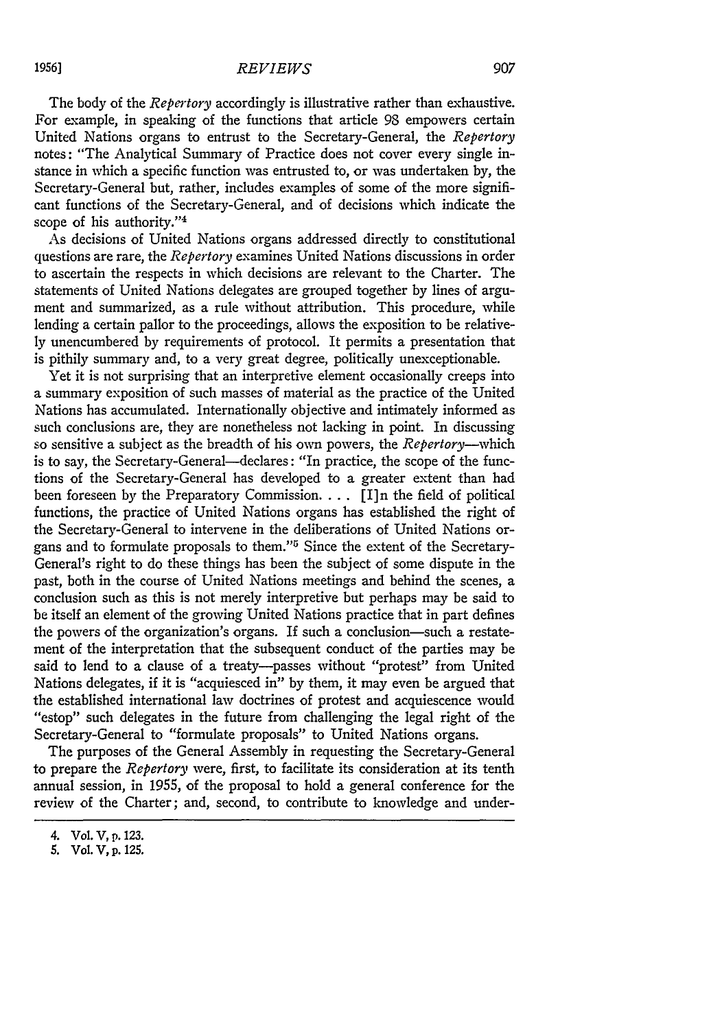The body of the *Repertory* accordingly is illustrative rather than exhaustive. For example, in speaking of the functions that article 98 empowers certain United Nations organs to entrust to the Secretary-General, the *Repertory* notes: "The Analytical Summary of Practice does not cover every single instance in which a specific function was entrusted to, or was undertaken by, the Secretary-General but, rather, includes examples of some of the more significant functions of the Secretary-General, and of decisions which indicate the scope of his authority."[4]

As decisions of United Nations organs addressed directly to constitutional questions are rare, the *Repertory* examines United Nations discussions in order to ascertain the respects in which decisions are relevant to the Charter. The statements of United Nations delegates are grouped together by lines of argument and summarized, as a rule without attribution. This procedure, while lending a certain pallor to the proceedings, allows the exposition to be relatively unencumbered by requirements of protocol. It permits a presentation that is pithily summary and, to a very great degree, politically unexceptionable.

Yet it is not surprising that an interpretive element occasionally creeps into a summary exposition of such masses of material as the practice of the United Nations has accumulated. Internationally objective and intimately informed as such conclusions are, they are nonetheless not lacking in point. In discussing so sensitive a subject as the breadth of his own powers, the *Repertory*—which is to say, the Secretary-General—declares: "In practice, the scope of the functions of the Secretary-General has developed to a greater extent than had been foreseen by the Preparatory Commission. . . . [I]n the field of political functions, the practice of United Nations organs has established the right of the Secretary-General to intervene in the deliberations of United Nations organs and to formulate proposals to them."[5] Since the extent of the Secretary-General's right to do these things has been the subject of some dispute in the past, both in the course of United Nations meetings and behind the scenes, a conclusion such as this is not merely interpretive but perhaps may be said to be itself an element of the growing United Nations practice that in part defines the powers of the organization's organs. If such a conclusion—such a restatement of the interpretation that the subsequent conduct of the parties may be said to lend to a clause of a treaty—passes without "protest" from United Nations delegates, if it is "acquiesced in" by them, it may even be argued that the established international law doctrines of protest and acquiescence would "estop" such delegates in the future from challenging the legal right of the Secretary-General to "formulate proposals" to United Nations organs.

The purposes of the General Assembly in requesting the Secretary-General to prepare the *Repertory* were, first, to facilitate its consideration at its tenth annual session, in 1955, of the proposal to hold a general conference for the review of the Charter; and, second, to contribute to knowledge and under-

4. Vol. V, p. 123.
5. Vol. V, p. 125.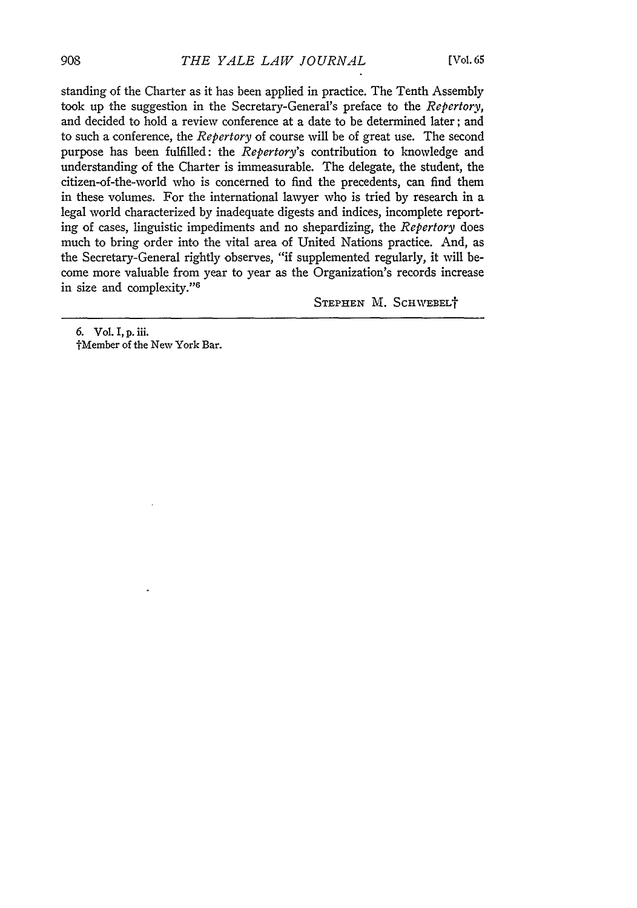standing of the Charter as it has been applied in practice. The Tenth Assembly took up the suggestion in the Secretary-General's preface to the *Repertory*, and decided to hold a review conference at a date to be determined later; and to such a conference, the *Repertory* of course will be of great use. The second purpose has been fulfilled: the *Repertory's* contribution to knowledge and understanding of the Charter is immeasurable. The delegate, the student, the citizen-of-the-world who is concerned to find the precedents, can find them in these volumes. For the international lawyer who is tried by research in a legal world characterized by inadequate digests and indices, incomplete reporting of cases, linguistic impediments and no shepardizing, the *Repertory* does much to bring order into the vital area of United Nations practice. And, as the Secretary-General rightly observes, "if supplemented regularly, it will become more valuable from year to year as the Organization's records increase in size and complexity."[6]

STEPHEN M. SCHWEBEL†

---

6. Vol. I, p. iii.

†Member of the New York Bar.